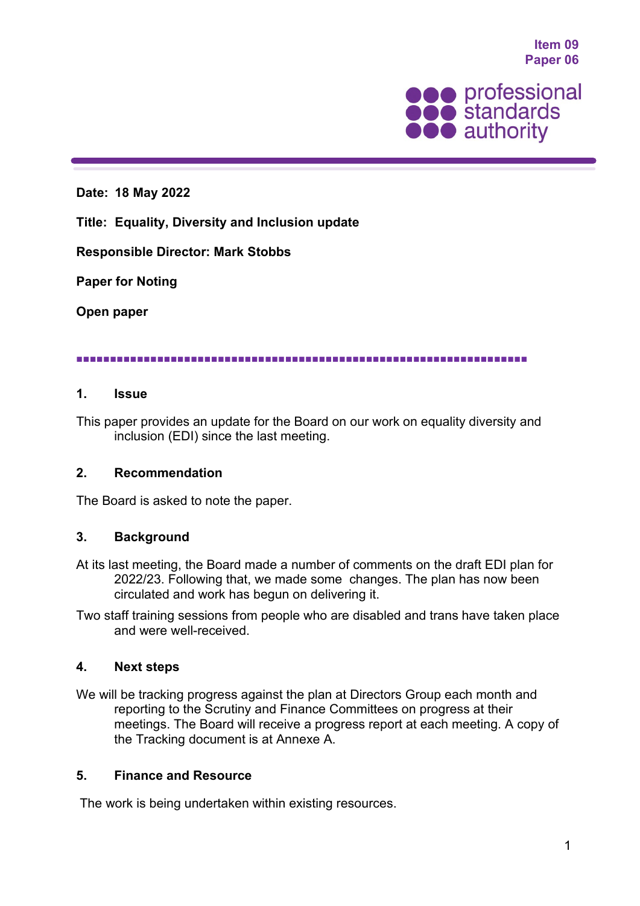Item 09
Paper 06

professional standards authority

**Date: 18 May 2022**

**Title: Equality, Diversity and Inclusion update**

**Responsible Director: Mark Stobbs**

**Paper for Noting**

**Open paper**

## 1. Issue

This paper provides an update for the Board on our work on equality diversity and inclusion (EDI) since the last meeting.

## 2. Recommendation

The Board is asked to note the paper.

## 3. Background

At its last meeting, the Board made a number of comments on the draft EDI plan for 2022/23. Following that, we made some changes. The plan has now been circulated and work has begun on delivering it.

Two staff training sessions from people who are disabled and trans have taken place and were well-received.

## 4. Next steps

We will be tracking progress against the plan at Directors Group each month and reporting to the Scrutiny and Finance Committees on progress at their meetings. The Board will receive a progress report at each meeting. A copy of the Tracking document is at Annexe A.

## 5. Finance and Resource

The work is being undertaken within existing resources.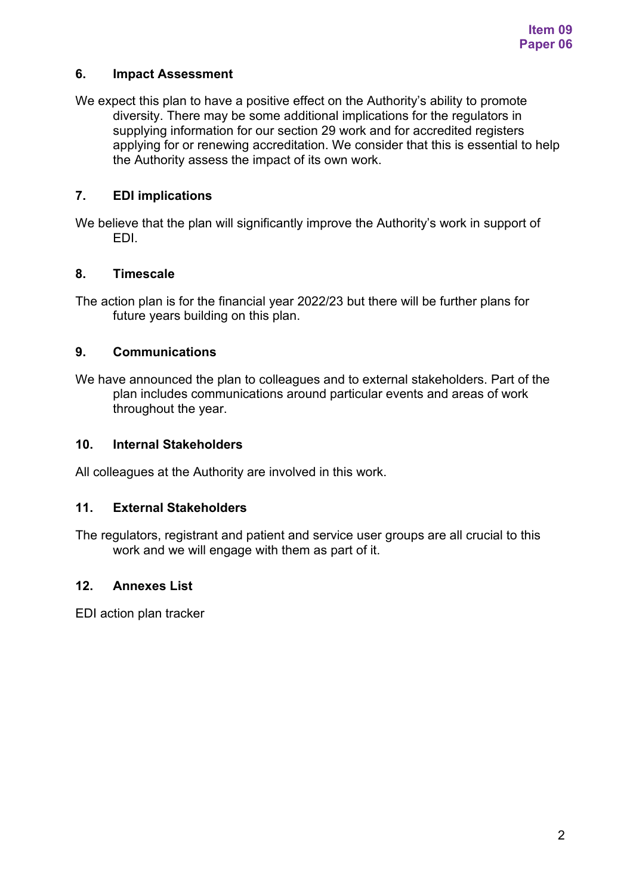## 6. Impact Assessment

We expect this plan to have a positive effect on the Authority's ability to promote diversity. There may be some additional implications for the regulators in supplying information for our section 29 work and for accredited registers applying for or renewing accreditation. We consider that this is essential to help the Authority assess the impact of its own work.

## 7. EDI implications

We believe that the plan will significantly improve the Authority's work in support of EDI.

## 8. Timescale

The action plan is for the financial year 2022/23 but there will be further plans for future years building on this plan.

## 9. Communications

We have announced the plan to colleagues and to external stakeholders. Part of the plan includes communications around particular events and areas of work throughout the year.

## 10. Internal Stakeholders

All colleagues at the Authority are involved in this work.

## 11. External Stakeholders

The regulators, registrant and patient and service user groups are all crucial to this work and we will engage with them as part of it.

## 12. Annexes List

EDI action plan tracker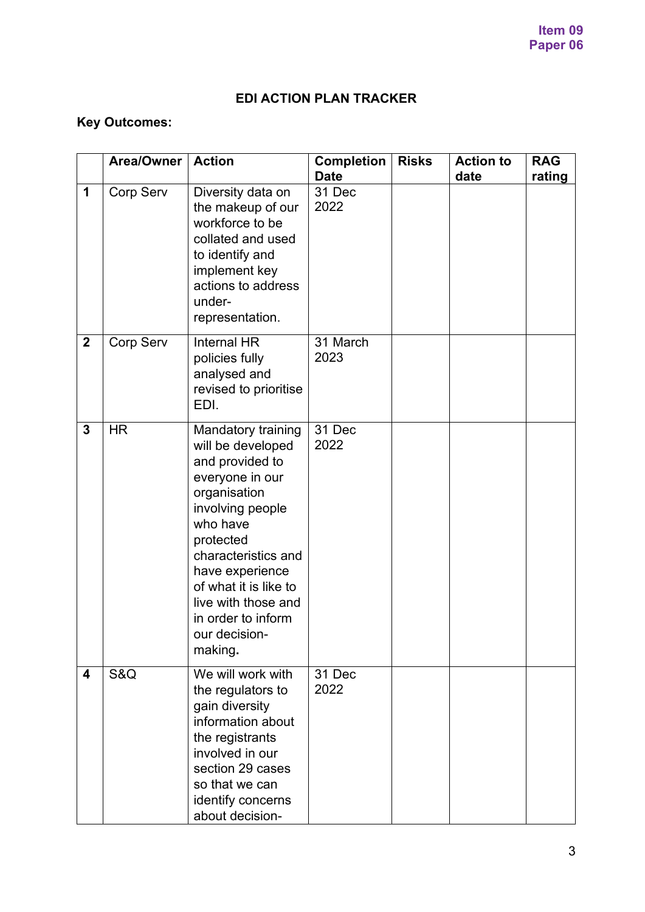Item 09
Paper 06

## EDI ACTION PLAN TRACKER

**Key Outcomes:**

| | Area/Owner | Action | Completion Date | Risks | Action to date | RAG rating |
|---|---|---|---|---|---|---|
| **1** | Corp Serv | Diversity data on the makeup of our workforce to be collated and used to identify and implement key actions to address under-representation. | 31 Dec 2022 | | | |
| **2** | Corp Serv | Internal HR policies fully analysed and revised to prioritise EDI. | 31 March 2023 | | | |
| **3** | HR | Mandatory training will be developed and provided to everyone in our organisation involving people who have protected characteristics and have experience of what it is like to live with those and in order to inform our decision-making**.** | 31 Dec 2022 | | | |
| **4** | S&Q | We will work with the regulators to gain diversity information about the registrants involved in our section 29 cases so that we can identify concerns about decision- | 31 Dec 2022 | | | |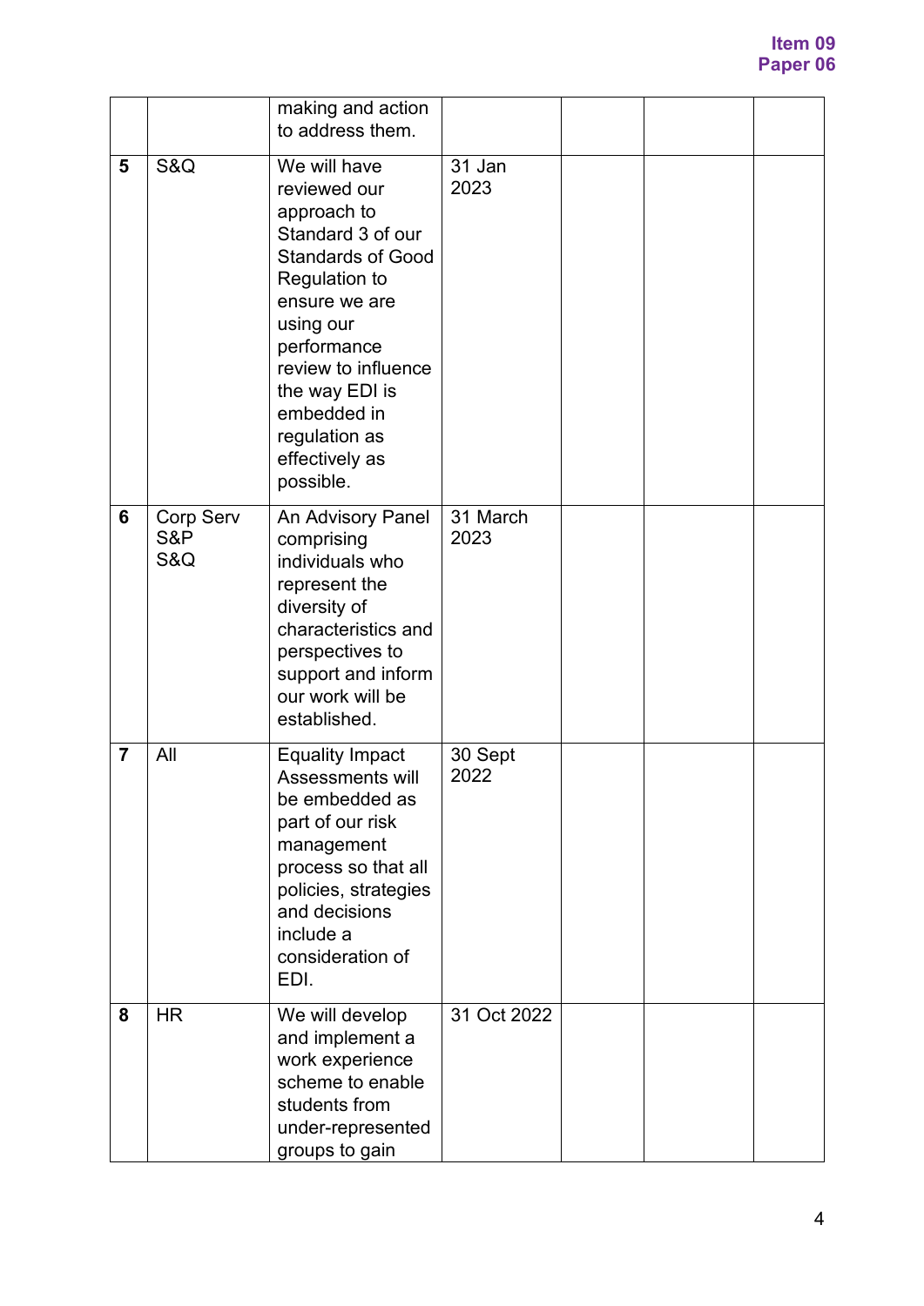| | | | | | | |
|---|---|---|---|---|---|---|
| | | making and action to address them. | | | | |
| **5** | S&Q | We will have reviewed our approach to Standard 3 of our Standards of Good Regulation to ensure we are using our performance review to influence the way EDI is embedded in regulation as effectively as possible. | 31 Jan 2023 | | | |
| **6** | Corp Serv S&P S&Q | An Advisory Panel comprising individuals who represent the diversity of characteristics and perspectives to support and inform our work will be established. | 31 March 2023 | | | |
| **7** | All | Equality Impact Assessments will be embedded as part of our risk management process so that all policies, strategies and decisions include a consideration of EDI. | 30 Sept 2022 | | | |
| **8** | HR | We will develop and implement a work experience scheme to enable students from under-represented groups to gain | 31 Oct 2022 | | | |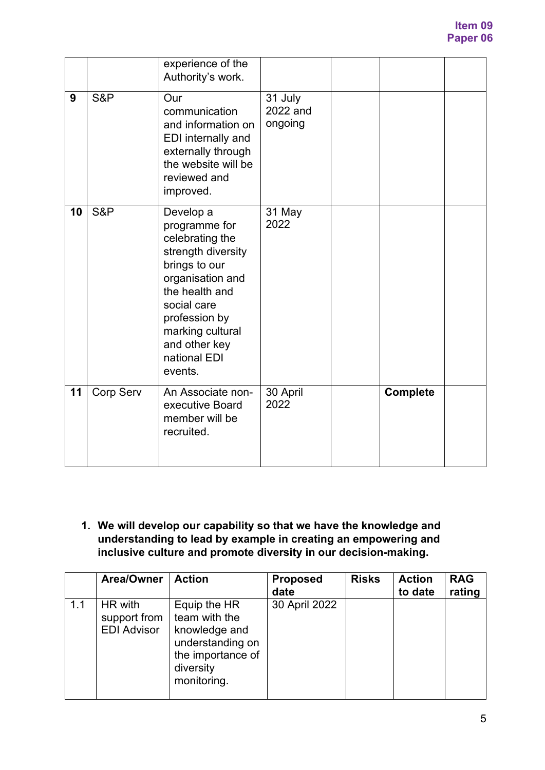Item 09
Paper 06

| | | | | | | |
|---|---|---|---|---|---|---|
| | | experience of the Authority's work. | | | | |
| **9** | S&P | Our communication and information on EDI internally and externally through the website will be reviewed and improved. | 31 July 2022 and ongoing | | | |
| **10** | S&P | Develop a programme for celebrating the strength diversity brings to our organisation and the health and social care profession by marking cultural and other key national EDI events. | 31 May 2022 | | | |
| **11** | Corp Serv | An Associate non-executive Board member will be recruited. | 30 April 2022 | | **Complete** | |

1. **We will develop our capability so that we have the knowledge and understanding to lead by example in creating an empowering and inclusive culture and promote diversity in our decision-making.**

| | **Area/Owner** | **Action** | **Proposed date** | **Risks** | **Action to date** | **RAG rating** |
|---|---|---|---|---|---|---|
| 1.1 | HR with support from EDI Advisor | Equip the HR team with the knowledge and understanding on the importance of diversity monitoring. | 30 April 2022 | | | |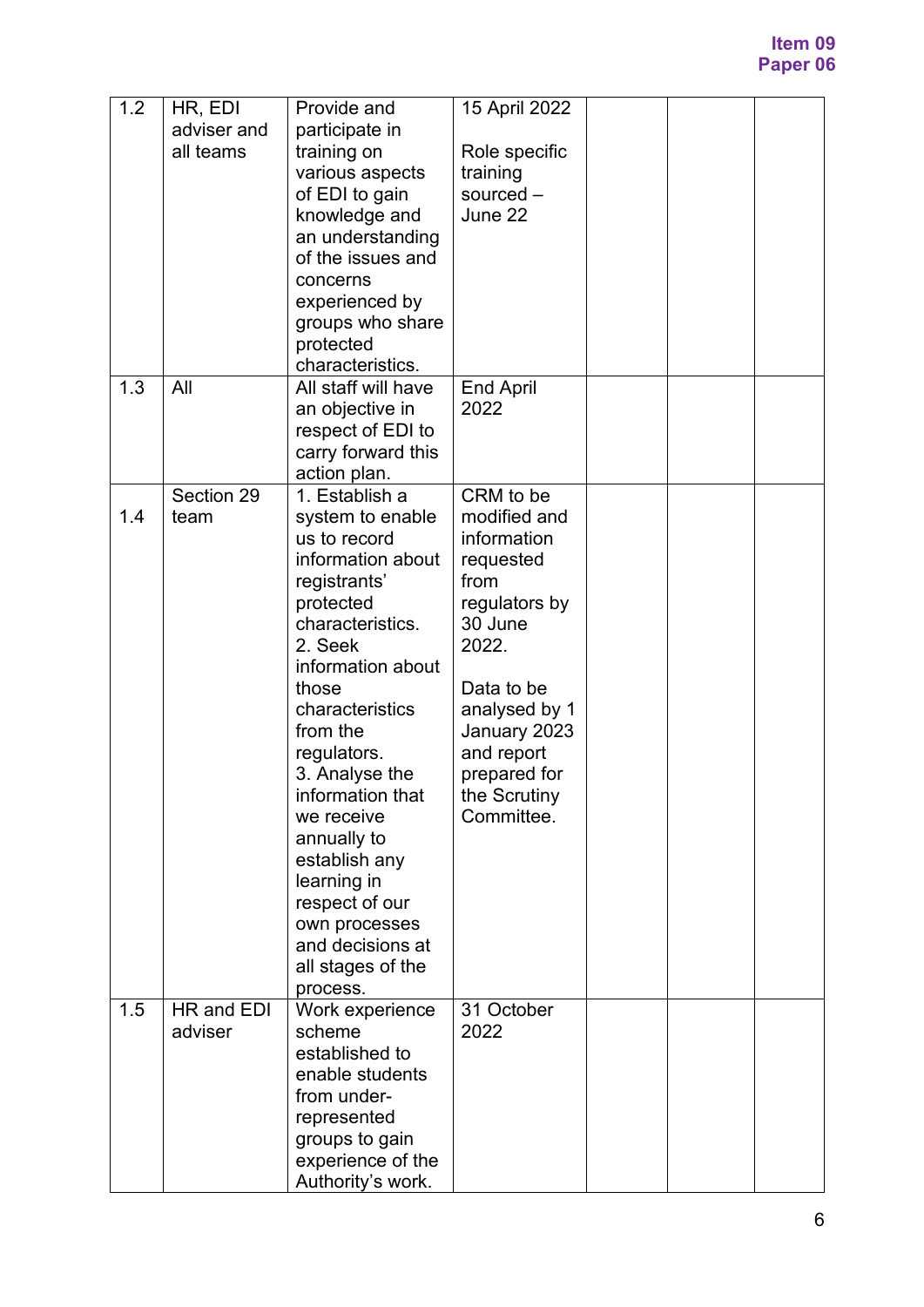| | | | | | | |
|---|---|---|---|---|---|---|
| 1.2 | HR, EDI adviser and all teams | Provide and participate in training on various aspects of EDI to gain knowledge and an understanding of the issues and concerns experienced by groups who share protected characteristics. | 15 April 2022<br><br>Role specific training sourced – June 22 | | | |
| 1.3 | All | All staff will have an objective in respect of EDI to carry forward this action plan. | End April 2022 | | | |
| 1.4 | Section 29 team | 1. Establish a system to enable us to record information about registrants' protected characteristics.<br>2. Seek information about those characteristics from the regulators.<br>3. Analyse the information that we receive annually to establish any learning in respect of our own processes and decisions at all stages of the process. | CRM to be modified and information requested from regulators by 30 June 2022.<br><br>Data to be analysed by 1 January 2023 and report prepared for the Scrutiny Committee. | | | |
| 1.5 | HR and EDI adviser | Work experience scheme established to enable students from under-represented groups to gain experience of the Authority's work. | 31 October 2022 | | | |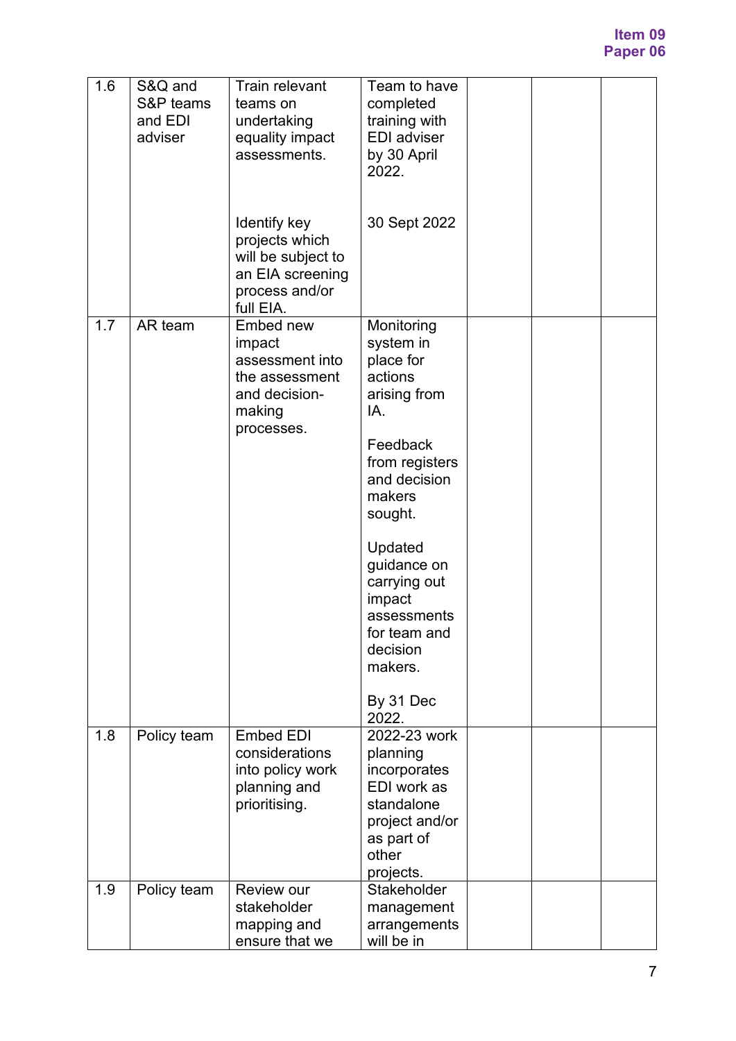| 1.6 | S&Q and S&P teams and EDI adviser | Train relevant teams on undertaking equality impact assessments.<br><br>Identify key projects which will be subject to an EIA screening process and/or full EIA. | Team to have completed training with EDI adviser by 30 April 2022.<br><br>30 Sept 2022 | | | |
|---|---|---|---|---|---|---|
| 1.7 | AR team | Embed new impact assessment into the assessment and decision-making processes. | Monitoring system in place for actions arising from IA.<br><br>Feedback from registers and decision makers sought.<br><br>Updated guidance on carrying out impact assessments for team and decision makers.<br><br>By 31 Dec 2022. | | | |
| 1.8 | Policy team | Embed EDI considerations into policy work planning and prioritising. | 2022-23 work planning incorporates EDI work as standalone project and/or as part of other projects. | | | |
| 1.9 | Policy team | Review our stakeholder mapping and ensure that we | Stakeholder management arrangements will be in | | | |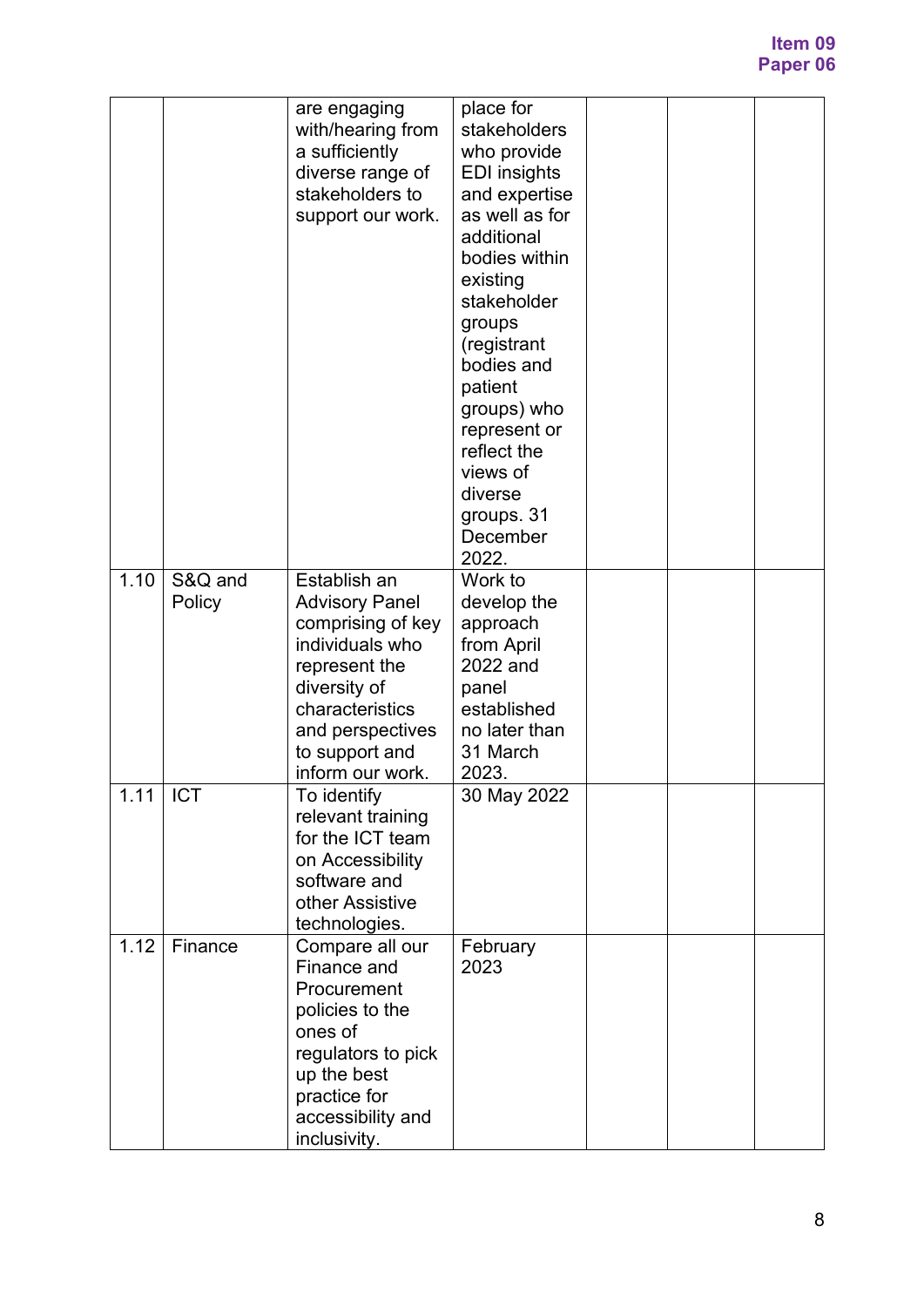| | | | | | | |
|---|---|---|---|---|---|---|
| | | are engaging with/hearing from a sufficiently diverse range of stakeholders to support our work. | place for stakeholders who provide EDI insights and expertise as well as for additional bodies within existing stakeholder groups (registrant bodies and patient groups) who represent or reflect the views of diverse groups. 31 December 2022. | | | |
| 1.10 | S&Q and Policy | Establish an Advisory Panel comprising of key individuals who represent the diversity of characteristics and perspectives to support and inform our work. | Work to develop the approach from April 2022 and panel established no later than 31 March 2023. | | | |
| 1.11 | ICT | To identify relevant training for the ICT team on Accessibility software and other Assistive technologies. | 30 May 2022 | | | |
| 1.12 | Finance | Compare all our Finance and Procurement policies to the ones of regulators to pick up the best practice for accessibility and inclusivity. | February 2023 | | | |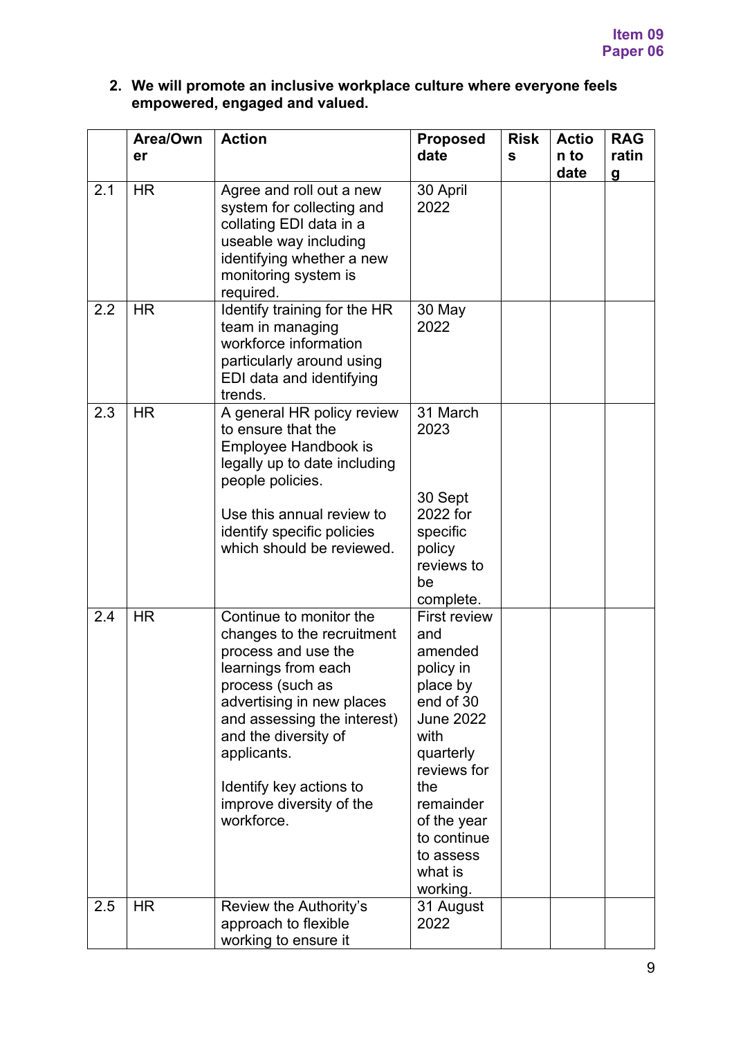Item 09
Paper 06

2. **We will promote an inclusive workplace culture where everyone feels empowered, engaged and valued.**

| | Area/Owner | Action | Proposed date | Risks | Action to date | RAG rating |
|---|---|---|---|---|---|---|
| 2.1 | HR | Agree and roll out a new system for collecting and collating EDI data in a useable way including identifying whether a new monitoring system is required. | 30 April 2022 | | | |
| 2.2 | HR | Identify training for the HR team in managing workforce information particularly around using EDI data and identifying trends. | 30 May 2022 | | | |
| 2.3 | HR | A general HR policy review to ensure that the Employee Handbook is legally up to date including people policies.<br><br>Use this annual review to identify specific policies which should be reviewed. | 31 March 2023<br><br>30 Sept 2022 for specific policy reviews to be complete. | | | |
| 2.4 | HR | Continue to monitor the changes to the recruitment process and use the learnings from each process (such as advertising in new places and assessing the interest) and the diversity of applicants.<br><br>Identify key actions to improve diversity of the workforce. | First review and amended policy in place by end of 30 June 2022 with quarterly reviews for the remainder of the year to continue to assess what is working. | | | |
| 2.5 | HR | Review the Authority's approach to flexible working to ensure it | 31 August 2022 | | | |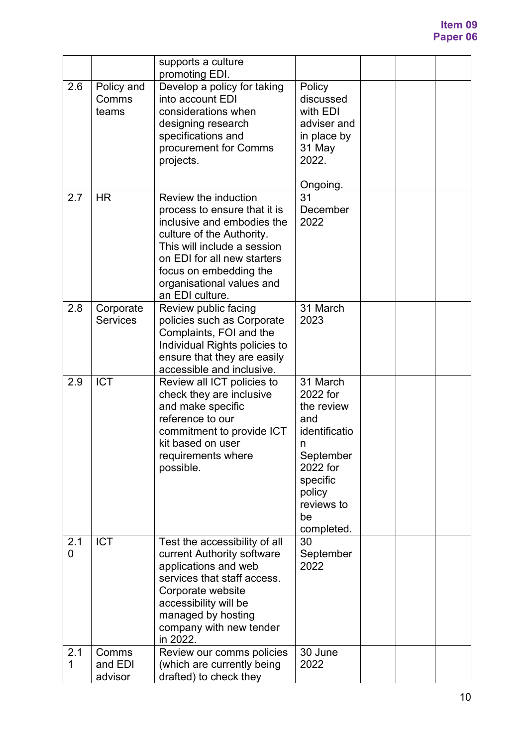| | | | | | | |
|---|---|---|---|---|---|---|
| | | supports a culture promoting EDI. | | | | |
| 2.6 | Policy and Comms teams | Develop a policy for taking into account EDI considerations when designing research specifications and procurement for Comms projects. | Policy discussed with EDI adviser and in place by 31 May 2022.<br><br>Ongoing. | | | |
| 2.7 | HR | Review the induction process to ensure that it is inclusive and embodies the culture of the Authority. This will include a session on EDI for all new starters focus on embedding the organisational values and an EDI culture. | 31 December 2022 | | | |
| 2.8 | Corporate Services | Review public facing policies such as Corporate Complaints, FOI and the Individual Rights policies to ensure that they are easily accessible and inclusive. | 31 March 2023 | | | |
| 2.9 | ICT | Review all ICT policies to check they are inclusive and make specific reference to our commitment to provide ICT kit based on user requirements where possible. | 31 March 2022 for the review and identification<br>September 2022 for specific policy reviews to be completed. | | | |
| 2.10 | ICT | Test the accessibility of all current Authority software applications and web services that staff access. Corporate website accessibility will be managed by hosting company with new tender in 2022. | 30 September 2022 | | | |
| 2.11 | Comms and EDI advisor | Review our comms policies (which are currently being drafted) to check they | 30 June 2022 | | | |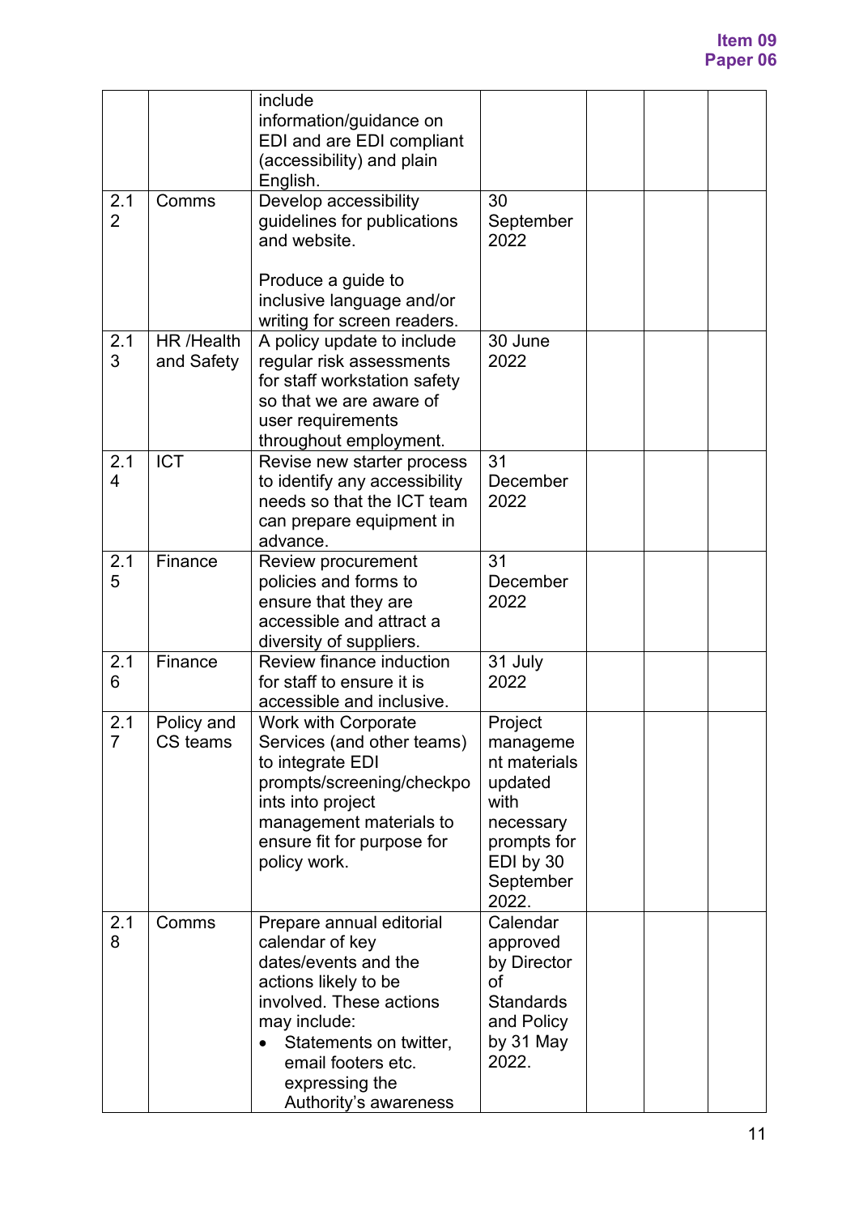| | | | | | | |
|---|---|---|---|---|---|---|
| | | include information/guidance on EDI and are EDI compliant (accessibility) and plain English. | | | | |
| 2.12 | Comms | Develop accessibility guidelines for publications and website.<br><br>Produce a guide to inclusive language and/or writing for screen readers. | 30 September 2022 | | | |
| 2.13 | HR /Health and Safety | A policy update to include regular risk assessments for staff workstation safety so that we are aware of user requirements throughout employment. | 30 June 2022 | | | |
| 2.14 | ICT | Revise new starter process to identify any accessibility needs so that the ICT team can prepare equipment in advance. | 31 December 2022 | | | |
| 2.15 | Finance | Review procurement policies and forms to ensure that they are accessible and attract a diversity of suppliers. | 31 December 2022 | | | |
| 2.16 | Finance | Review finance induction for staff to ensure it is accessible and inclusive. | 31 July 2022 | | | |
| 2.17 | Policy and CS teams | Work with Corporate Services (and other teams) to integrate EDI prompts/screening/checkpoints into project management materials to ensure fit for purpose for policy work. | Project management materials updated with necessary prompts for EDI by 30 September 2022. | | | |
| 2.18 | Comms | Prepare annual editorial calendar of key dates/events and the actions likely to be involved. These actions may include:<br>• Statements on twitter, email footers etc. expressing the Authority's awareness | Calendar approved by Director of Standards and Policy by 31 May 2022. | | | |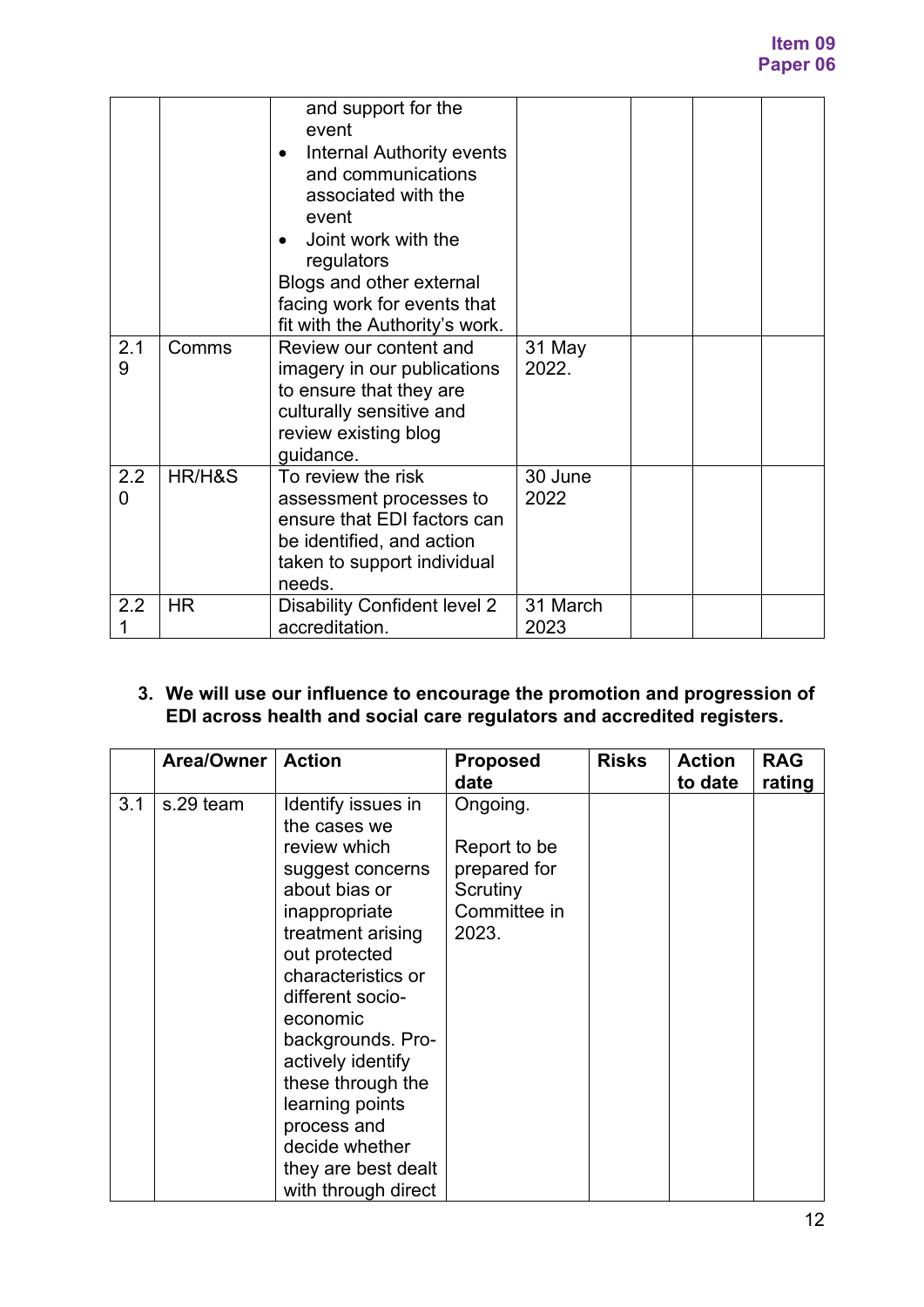Item 09
Paper 06

| | | | | | | |
|---|---|---|---|---|---|---|
| | | and support for the event<br>• Internal Authority events and communications associated with the event<br>• Joint work with the regulators<br>Blogs and other external facing work for events that fit with the Authority's work. | | | | |
| 2.19 | Comms | Review our content and imagery in our publications to ensure that they are culturally sensitive and review existing blog guidance. | 31 May 2022. | | | |
| 2.20 | HR/H&S | To review the risk assessment processes to ensure that EDI factors can be identified, and action taken to support individual needs. | 30 June 2022 | | | |
| 2.21 | HR | Disability Confident level 2 accreditation. | 31 March 2023 | | | |

3. **We will use our influence to encourage the promotion and progression of EDI across health and social care regulators and accredited registers.**

| | Area/Owner | Action | Proposed date | Risks | Action to date | RAG rating |
|---|---|---|---|---|---|---|
| 3.1 | s.29 team | Identify issues in the cases we review which suggest concerns about bias or inappropriate treatment arising out protected characteristics or different socio-economic backgrounds. Pro-actively identify these through the learning points process and decide whether they are best dealt with through direct | Ongoing.<br><br>Report to be prepared for Scrutiny Committee in 2023. | | | |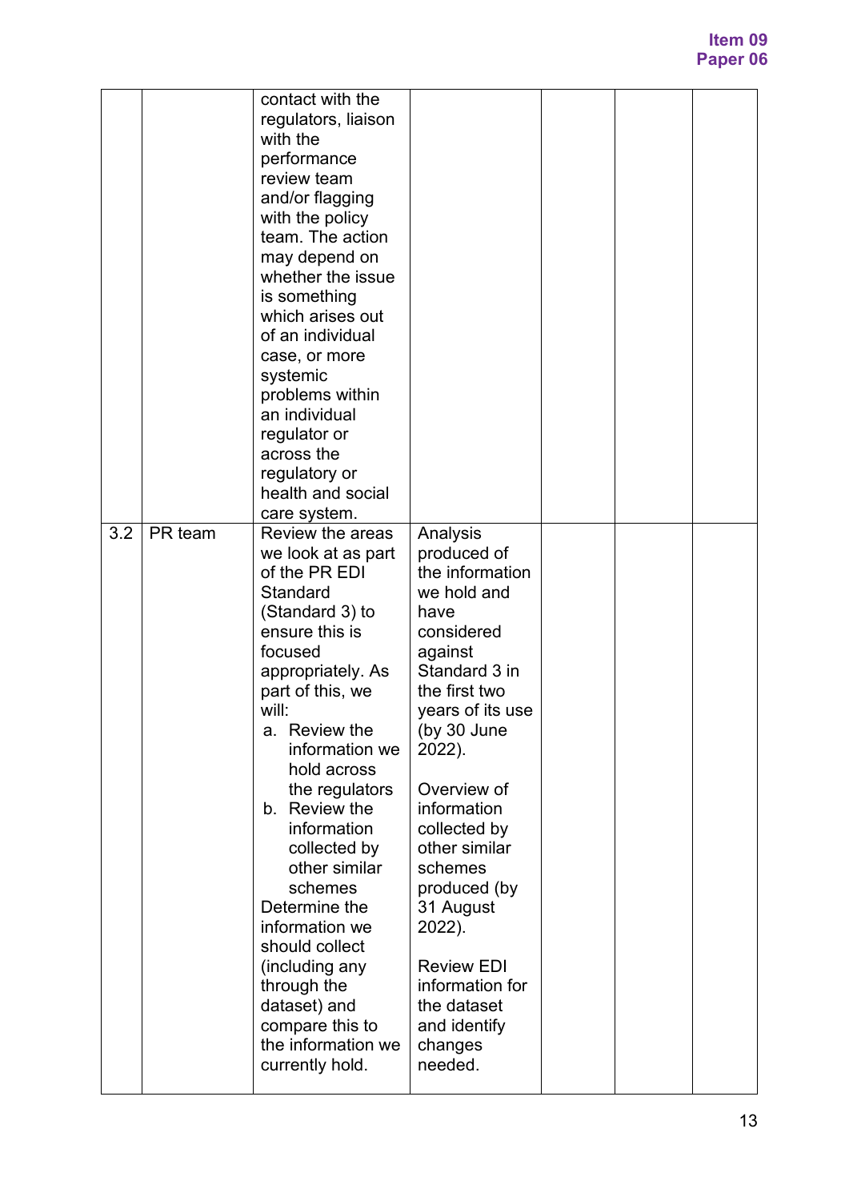| | | | | | | |
|---|---|---|---|---|---|---|
| | | contact with the regulators, liaison with the performance review team and/or flagging with the policy team. The action may depend on whether the issue is something which arises out of an individual case, or more systemic problems within an individual regulator or across the regulatory or health and social care system. | | | | |
| 3.2 | PR team | Review the areas we look at as part of the PR EDI Standard (Standard 3) to ensure this is focused appropriately. As part of this, we will:<br>a. Review the information we hold across the regulators<br>b. Review the information collected by other similar schemes<br>Determine the information we should collect (including any through the dataset) and compare this to the information we currently hold. | Analysis produced of the information we hold and have considered against Standard 3 in the first two years of its use (by 30 June 2022).<br><br>Overview of information collected by other similar schemes produced (by 31 August 2022).<br><br>Review EDI information for the dataset and identify changes needed. | | | |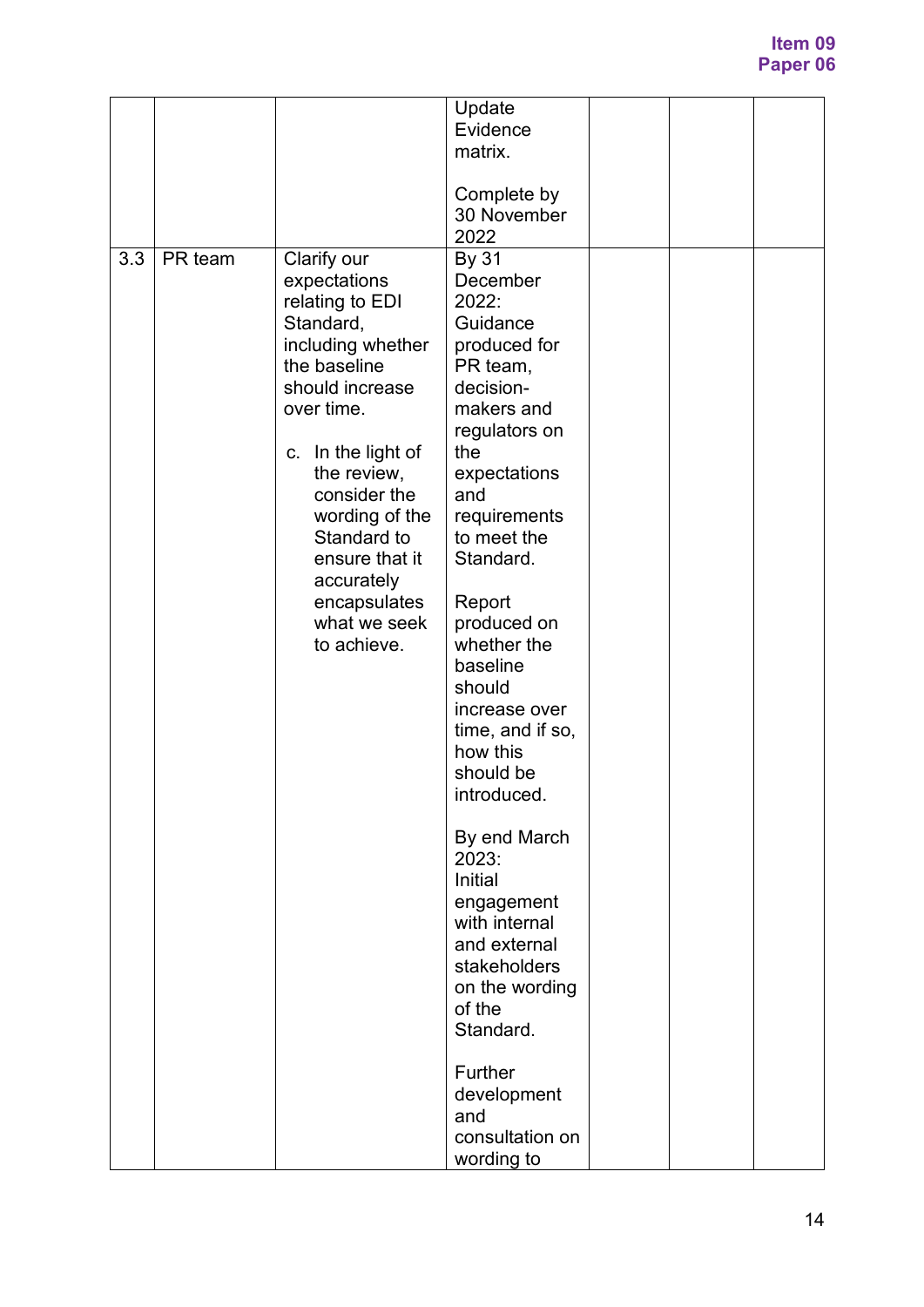|  |  |  | Update Evidence matrix.<br><br>Complete by 30 November 2022 |  |  |  |
|---|---|---|---|---|---|---|
| 3.3 | PR team | Clarify our expectations relating to EDI Standard, including whether the baseline should increase over time.<br><br>c. In the light of the review, consider the wording of the Standard to ensure that it accurately encapsulates what we seek to achieve. | By 31 December 2022:<br>Guidance produced for PR team, decision-makers and regulators on the expectations and requirements to meet the Standard.<br><br>Report produced on whether the baseline should increase over time, and if so, how this should be introduced.<br><br>By end March 2023:<br>Initial engagement with internal and external stakeholders on the wording of the Standard.<br><br>Further development and consultation on wording to |  |  |  |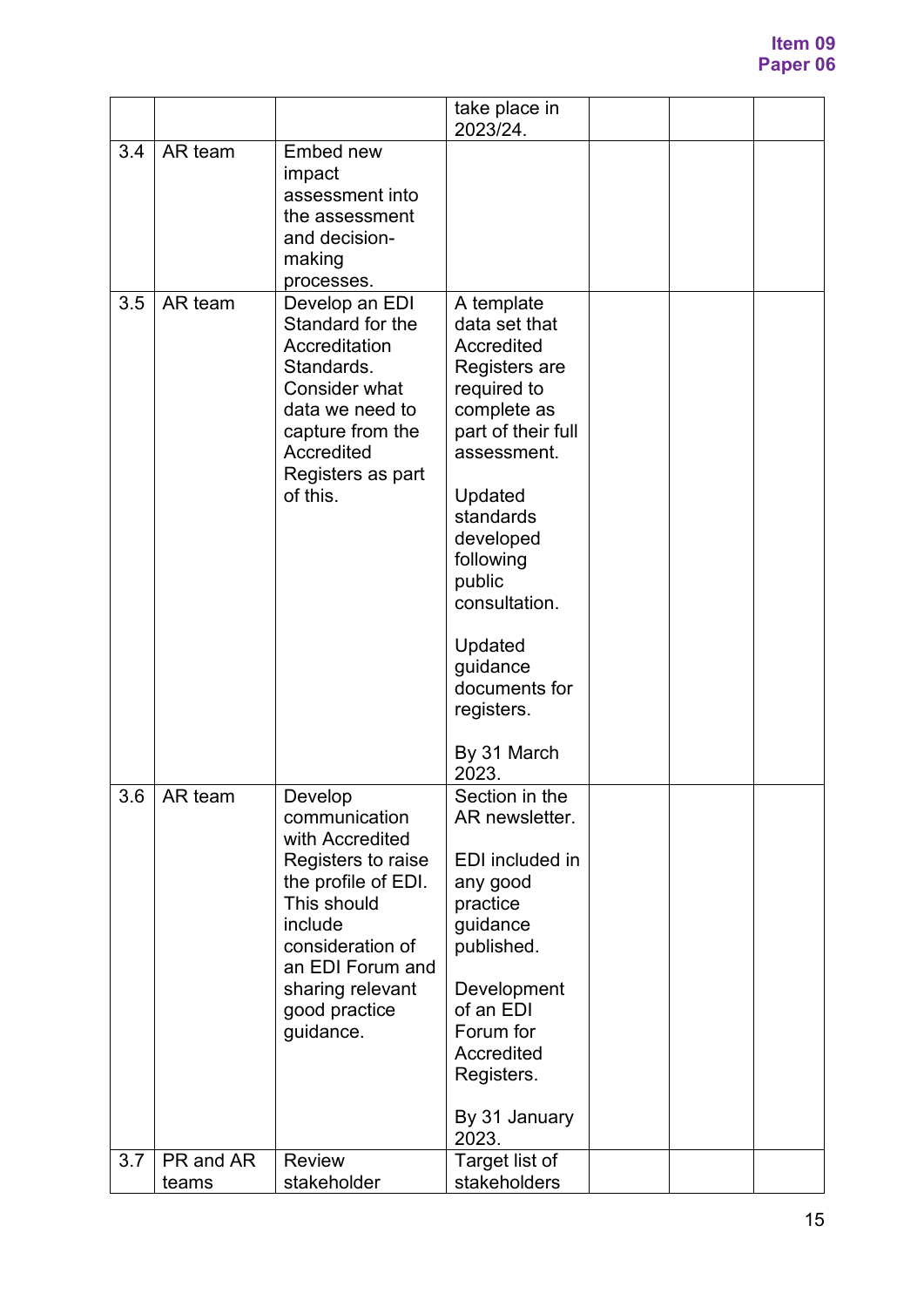| | | | take place in 2023/24. | | | |
|---|---|---|---|---|---|---|
| 3.4 | AR team | Embed new impact assessment into the assessment and decision-making processes. | | | | |
| 3.5 | AR team | Develop an EDI Standard for the Accreditation Standards. Consider what data we need to capture from the Accredited Registers as part of this. | A template data set that Accredited Registers are required to complete as part of their full assessment.<br><br>Updated standards developed following public consultation.<br><br>Updated guidance documents for registers.<br><br>By 31 March 2023. | | | |
| 3.6 | AR team | Develop communication with Accredited Registers to raise the profile of EDI. This should include consideration of an EDI Forum and sharing relevant good practice guidance. | Section in the AR newsletter.<br><br>EDI included in any good practice guidance published.<br><br>Development of an EDI Forum for Accredited Registers.<br><br>By 31 January 2023. | | | |
| 3.7 | PR and AR teams | Review stakeholder | Target list of stakeholders | | | |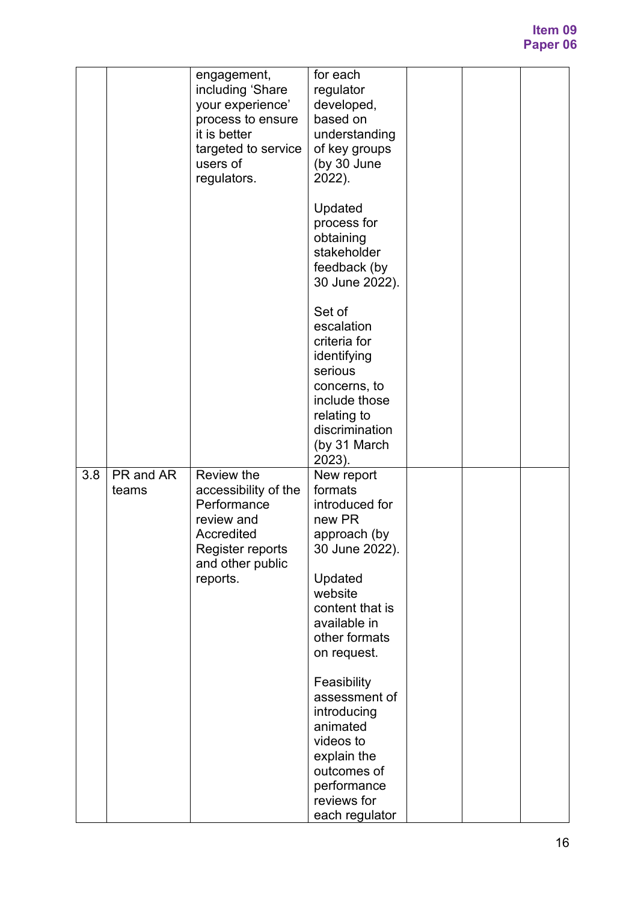| | | | | | | |
|---|---|---|---|---|---|---|
| | | engagement, including 'Share your experience' process to ensure it is better targeted to service users of regulators. | for each regulator developed, based on understanding of key groups (by 30 June 2022).<br><br>Updated process for obtaining stakeholder feedback (by 30 June 2022).<br><br>Set of escalation criteria for identifying serious concerns, to include those relating to discrimination (by 31 March 2023). | | | |
| 3.8 | PR and AR teams | Review the accessibility of the Performance review and Accredited Register reports and other public reports. | New report formats introduced for new PR approach (by 30 June 2022).<br><br>Updated website content that is available in other formats on request.<br><br>Feasibility assessment of introducing animated videos to explain the outcomes of performance reviews for each regulator | | | |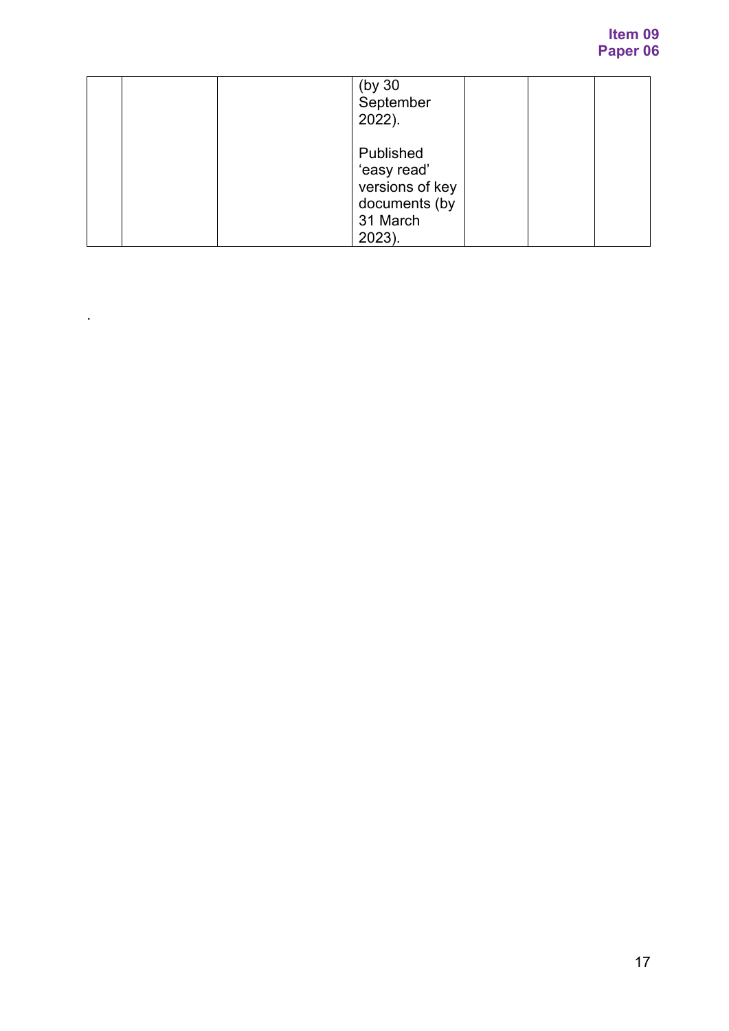| | | | | | | |
|---|---|---|---|---|---|---|
| | | | (by 30 September 2022).<br><br>Published 'easy read' versions of key documents (by 31 March 2023). | | | |

.